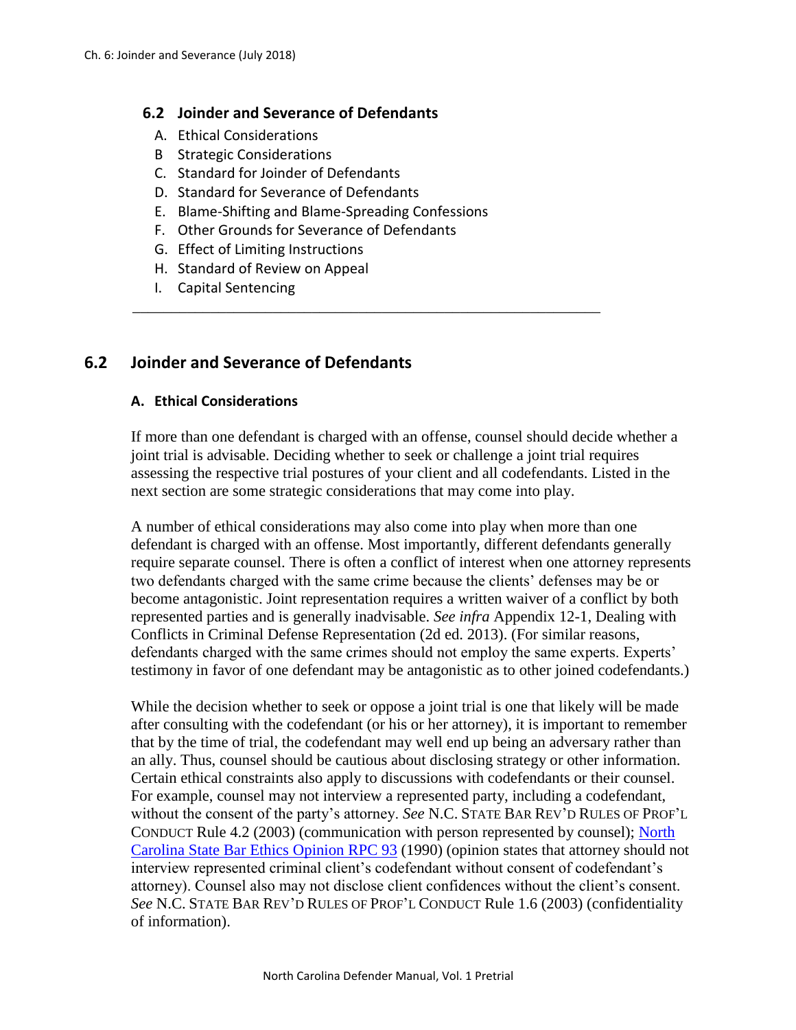## 6.2 Joinder and Severance of Defendants

A. Ethical Considerations
B Strategic Considerations
C. Standard for Joinder of Defendants
D. Standard for Severance of Defendants
E. Blame-Shifting and Blame-Spreading Confessions
F. Other Grounds for Severance of Defendants
G. Effect of Limiting Instructions
H. Standard of Review on Appeal
I. Capital Sentencing

---

## 6.2 Joinder and Severance of Defendants

### A. Ethical Considerations

If more than one defendant is charged with an offense, counsel should decide whether a joint trial is advisable. Deciding whether to seek or challenge a joint trial requires assessing the respective trial postures of your client and all codefendants. Listed in the next section are some strategic considerations that may come into play.

A number of ethical considerations may also come into play when more than one defendant is charged with an offense. Most importantly, different defendants generally require separate counsel. There is often a conflict of interest when one attorney represents two defendants charged with the same crime because the clients' defenses may be or become antagonistic. Joint representation requires a written waiver of a conflict by both represented parties and is generally inadvisable. *See infra* Appendix 12-1, Dealing with Conflicts in Criminal Defense Representation (2d ed. 2013). (For similar reasons, defendants charged with the same crimes should not employ the same experts. Experts' testimony in favor of one defendant may be antagonistic as to other joined codefendants.)

While the decision whether to seek or oppose a joint trial is one that likely will be made after consulting with the codefendant (or his or her attorney), it is important to remember that by the time of trial, the codefendant may well end up being an adversary rather than an ally. Thus, counsel should be cautious about disclosing strategy or other information. Certain ethical constraints also apply to discussions with codefendants or their counsel. For example, counsel may not interview a represented party, including a codefendant, without the consent of the party's attorney. *See* N.C. STATE BAR REV'D RULES OF PROF'L CONDUCT Rule 4.2 (2003) (communication with person represented by counsel); North Carolina State Bar Ethics Opinion RPC 93 (1990) (opinion states that attorney should not interview represented criminal client's codefendant without consent of codefendant's attorney). Counsel also may not disclose client confidences without the client's consent. *See* N.C. STATE BAR REV'D RULES OF PROF'L CONDUCT Rule 1.6 (2003) (confidentiality of information).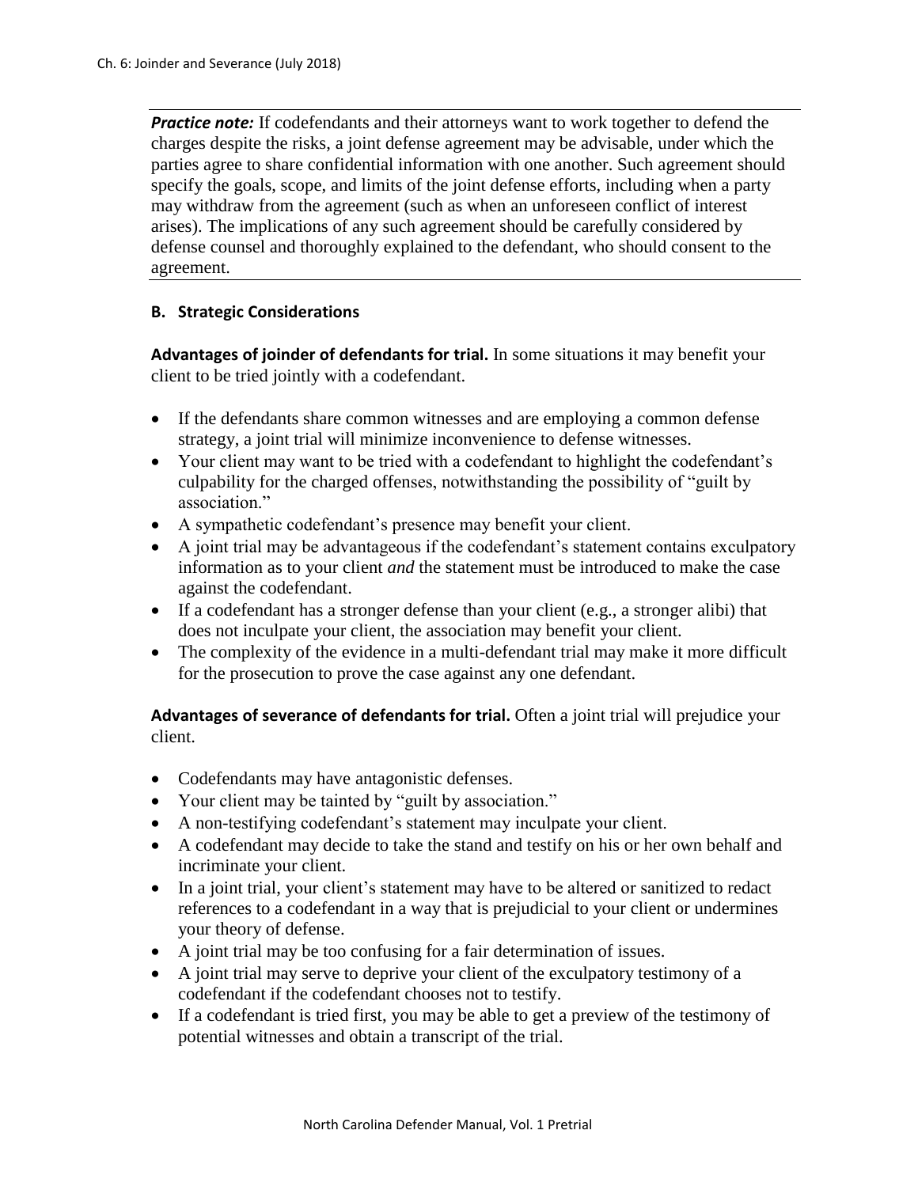***Practice note:*** If codefendants and their attorneys want to work together to defend the charges despite the risks, a joint defense agreement may be advisable, under which the parties agree to share confidential information with one another. Such agreement should specify the goals, scope, and limits of the joint defense efforts, including when a party may withdraw from the agreement (such as when an unforeseen conflict of interest arises). The implications of any such agreement should be carefully considered by defense counsel and thoroughly explained to the defendant, who should consent to the agreement.

### B. Strategic Considerations

**Advantages of joinder of defendants for trial.** In some situations it may benefit your client to be tried jointly with a codefendant.

- If the defendants share common witnesses and are employing a common defense strategy, a joint trial will minimize inconvenience to defense witnesses.
- Your client may want to be tried with a codefendant to highlight the codefendant's culpability for the charged offenses, notwithstanding the possibility of "guilt by association."
- A sympathetic codefendant's presence may benefit your client.
- A joint trial may be advantageous if the codefendant's statement contains exculpatory information as to your client *and* the statement must be introduced to make the case against the codefendant.
- If a codefendant has a stronger defense than your client (e.g., a stronger alibi) that does not inculpate your client, the association may benefit your client.
- The complexity of the evidence in a multi-defendant trial may make it more difficult for the prosecution to prove the case against any one defendant.

**Advantages of severance of defendants for trial.** Often a joint trial will prejudice your client.

- Codefendants may have antagonistic defenses.
- Your client may be tainted by "guilt by association."
- A non-testifying codefendant's statement may inculpate your client.
- A codefendant may decide to take the stand and testify on his or her own behalf and incriminate your client.
- In a joint trial, your client's statement may have to be altered or sanitized to redact references to a codefendant in a way that is prejudicial to your client or undermines your theory of defense.
- A joint trial may be too confusing for a fair determination of issues.
- A joint trial may serve to deprive your client of the exculpatory testimony of a codefendant if the codefendant chooses not to testify.
- If a codefendant is tried first, you may be able to get a preview of the testimony of potential witnesses and obtain a transcript of the trial.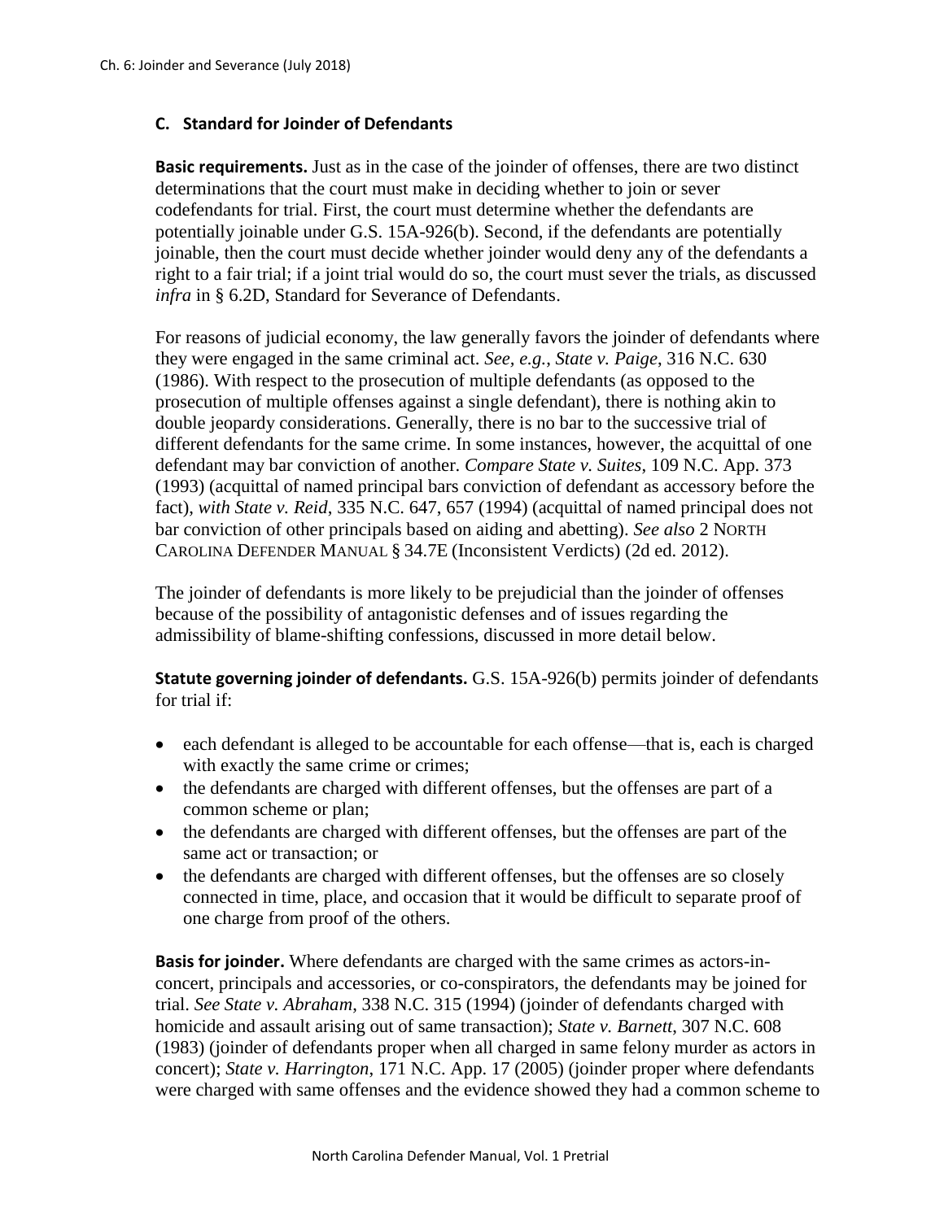## C. Standard for Joinder of Defendants

**Basic requirements.** Just as in the case of the joinder of offenses, there are two distinct determinations that the court must make in deciding whether to join or sever codefendants for trial. First, the court must determine whether the defendants are potentially joinable under G.S. 15A-926(b). Second, if the defendants are potentially joinable, then the court must decide whether joinder would deny any of the defendants a right to a fair trial; if a joint trial would do so, the court must sever the trials, as discussed *infra* in § 6.2D, Standard for Severance of Defendants.

For reasons of judicial economy, the law generally favors the joinder of defendants where they were engaged in the same criminal act. *See, e.g.*, *State v. Paige*, 316 N.C. 630 (1986). With respect to the prosecution of multiple defendants (as opposed to the prosecution of multiple offenses against a single defendant), there is nothing akin to double jeopardy considerations. Generally, there is no bar to the successive trial of different defendants for the same crime. In some instances, however, the acquittal of one defendant may bar conviction of another. *Compare State v. Suites*, 109 N.C. App. 373 (1993) (acquittal of named principal bars conviction of defendant as accessory before the fact), *with State v. Reid*, 335 N.C. 647, 657 (1994) (acquittal of named principal does not bar conviction of other principals based on aiding and abetting). *See also* 2 NORTH CAROLINA DEFENDER MANUAL § 34.7E (Inconsistent Verdicts) (2d ed. 2012).

The joinder of defendants is more likely to be prejudicial than the joinder of offenses because of the possibility of antagonistic defenses and of issues regarding the admissibility of blame-shifting confessions, discussed in more detail below.

**Statute governing joinder of defendants.** G.S. 15A-926(b) permits joinder of defendants for trial if:

- each defendant is alleged to be accountable for each offense—that is, each is charged with exactly the same crime or crimes;
- the defendants are charged with different offenses, but the offenses are part of a common scheme or plan;
- the defendants are charged with different offenses, but the offenses are part of the same act or transaction; or
- the defendants are charged with different offenses, but the offenses are so closely connected in time, place, and occasion that it would be difficult to separate proof of one charge from proof of the others.

**Basis for joinder.** Where defendants are charged with the same crimes as actors-in-concert, principals and accessories, or co-conspirators, the defendants may be joined for trial. *See State v. Abraham*, 338 N.C. 315 (1994) (joinder of defendants charged with homicide and assault arising out of same transaction); *State v. Barnett*, 307 N.C. 608 (1983) (joinder of defendants proper when all charged in same felony murder as actors in concert); *State v. Harrington*, 171 N.C. App. 17 (2005) (joinder proper where defendants were charged with same offenses and the evidence showed they had a common scheme to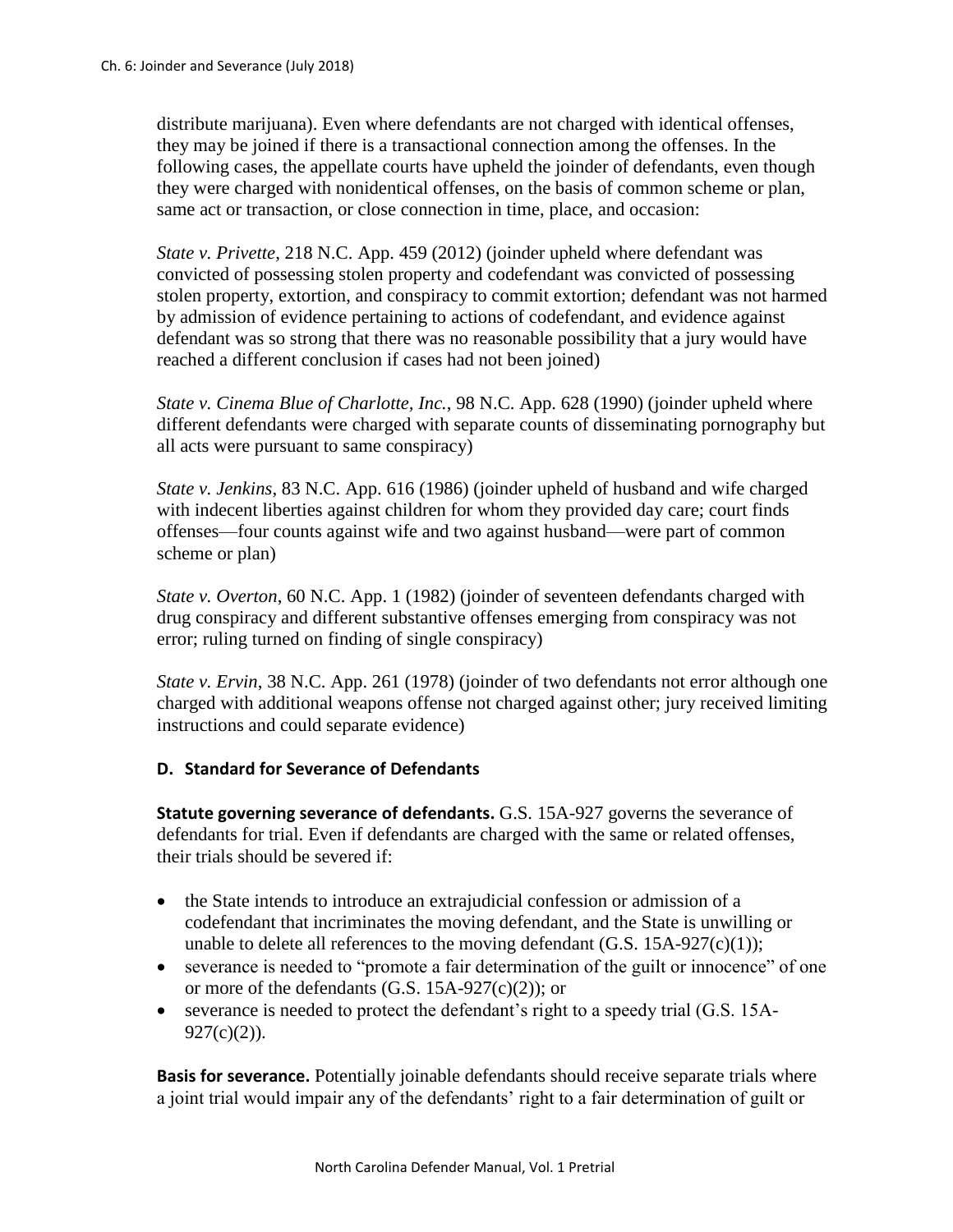distribute marijuana). Even where defendants are not charged with identical offenses, they may be joined if there is a transactional connection among the offenses. In the following cases, the appellate courts have upheld the joinder of defendants, even though they were charged with nonidentical offenses, on the basis of common scheme or plan, same act or transaction, or close connection in time, place, and occasion:

*State v. Privette*, 218 N.C. App. 459 (2012) (joinder upheld where defendant was convicted of possessing stolen property and codefendant was convicted of possessing stolen property, extortion, and conspiracy to commit extortion; defendant was not harmed by admission of evidence pertaining to actions of codefendant, and evidence against defendant was so strong that there was no reasonable possibility that a jury would have reached a different conclusion if cases had not been joined)

*State v. Cinema Blue of Charlotte, Inc.*, 98 N.C. App. 628 (1990) (joinder upheld where different defendants were charged with separate counts of disseminating pornography but all acts were pursuant to same conspiracy)

*State v. Jenkins*, 83 N.C. App. 616 (1986) (joinder upheld of husband and wife charged with indecent liberties against children for whom they provided day care; court finds offenses—four counts against wife and two against husband—were part of common scheme or plan)

*State v. Overton*, 60 N.C. App. 1 (1982) (joinder of seventeen defendants charged with drug conspiracy and different substantive offenses emerging from conspiracy was not error; ruling turned on finding of single conspiracy)

*State v. Ervin*, 38 N.C. App. 261 (1978) (joinder of two defendants not error although one charged with additional weapons offense not charged against other; jury received limiting instructions and could separate evidence)

### D. Standard for Severance of Defendants

**Statute governing severance of defendants.** G.S. 15A-927 governs the severance of defendants for trial. Even if defendants are charged with the same or related offenses, their trials should be severed if:

- the State intends to introduce an extrajudicial confession or admission of a codefendant that incriminates the moving defendant, and the State is unwilling or unable to delete all references to the moving defendant (G.S. 15A-927(c)(1));
- severance is needed to "promote a fair determination of the guilt or innocence" of one or more of the defendants (G.S. 15A-927(c)(2)); or
- severance is needed to protect the defendant's right to a speedy trial (G.S. 15A-927(c)(2)).

**Basis for severance.** Potentially joinable defendants should receive separate trials where a joint trial would impair any of the defendants' right to a fair determination of guilt or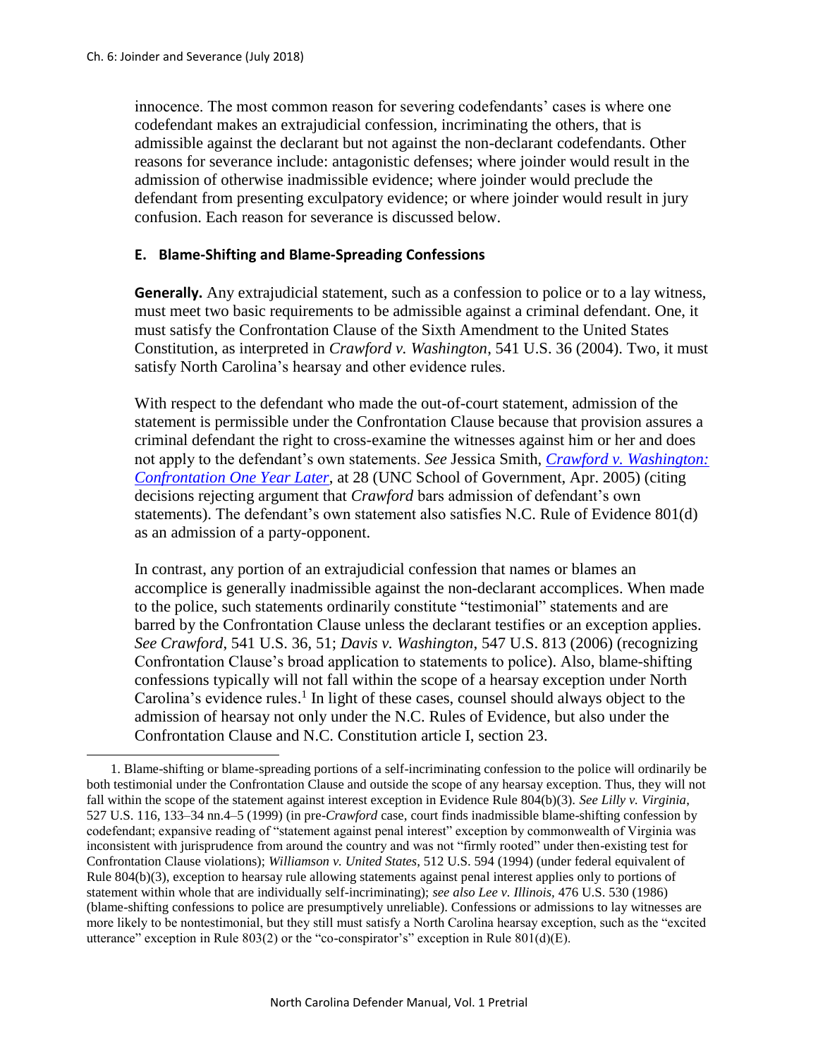innocence. The most common reason for severing codefendants' cases is where one codefendant makes an extrajudicial confession, incriminating the others, that is admissible against the declarant but not against the non-declarant codefendants. Other reasons for severance include: antagonistic defenses; where joinder would result in the admission of otherwise inadmissible evidence; where joinder would preclude the defendant from presenting exculpatory evidence; or where joinder would result in jury confusion. Each reason for severance is discussed below.

### E. Blame-Shifting and Blame-Spreading Confessions

**Generally.** Any extrajudicial statement, such as a confession to police or to a lay witness, must meet two basic requirements to be admissible against a criminal defendant. One, it must satisfy the Confrontation Clause of the Sixth Amendment to the United States Constitution, as interpreted in *Crawford v. Washington*, 541 U.S. 36 (2004). Two, it must satisfy North Carolina's hearsay and other evidence rules.

With respect to the defendant who made the out-of-court statement, admission of the statement is permissible under the Confrontation Clause because that provision assures a criminal defendant the right to cross-examine the witnesses against him or her and does not apply to the defendant's own statements. *See* Jessica Smith, *Crawford v. Washington: Confrontation One Year Later*, at 28 (UNC School of Government, Apr. 2005) (citing decisions rejecting argument that *Crawford* bars admission of defendant's own statements). The defendant's own statement also satisfies N.C. Rule of Evidence 801(d) as an admission of a party-opponent.

In contrast, any portion of an extrajudicial confession that names or blames an accomplice is generally inadmissible against the non-declarant accomplices. When made to the police, such statements ordinarily constitute "testimonial" statements and are barred by the Confrontation Clause unless the declarant testifies or an exception applies. *See Crawford*, 541 U.S. 36, 51; *Davis v. Washington*, 547 U.S. 813 (2006) (recognizing Confrontation Clause's broad application to statements to police). Also, blame-shifting confessions typically will not fall within the scope of a hearsay exception under North Carolina's evidence rules.[1] In light of these cases, counsel should always object to the admission of hearsay not only under the N.C. Rules of Evidence, but also under the Confrontation Clause and N.C. Constitution article I, section 23.

---

1. Blame-shifting or blame-spreading portions of a self-incriminating confession to the police will ordinarily be both testimonial under the Confrontation Clause and outside the scope of any hearsay exception. Thus, they will not fall within the scope of the statement against interest exception in Evidence Rule 804(b)(3). *See Lilly v. Virginia*, 527 U.S. 116, 133–34 nn.4–5 (1999) (in pre-*Crawford* case, court finds inadmissible blame-shifting confession by codefendant; expansive reading of "statement against penal interest" exception by commonwealth of Virginia was inconsistent with jurisprudence from around the country and was not "firmly rooted" under then-existing test for Confrontation Clause violations); *Williamson v. United States*, 512 U.S. 594 (1994) (under federal equivalent of Rule 804(b)(3), exception to hearsay rule allowing statements against penal interest applies only to portions of statement within whole that are individually self-incriminating); *see also Lee v. Illinois*, 476 U.S. 530 (1986) (blame-shifting confessions to police are presumptively unreliable). Confessions or admissions to lay witnesses are more likely to be nontestimonial, but they still must satisfy a North Carolina hearsay exception, such as the "excited utterance" exception in Rule 803(2) or the "co-conspirator's" exception in Rule 801(d)(E).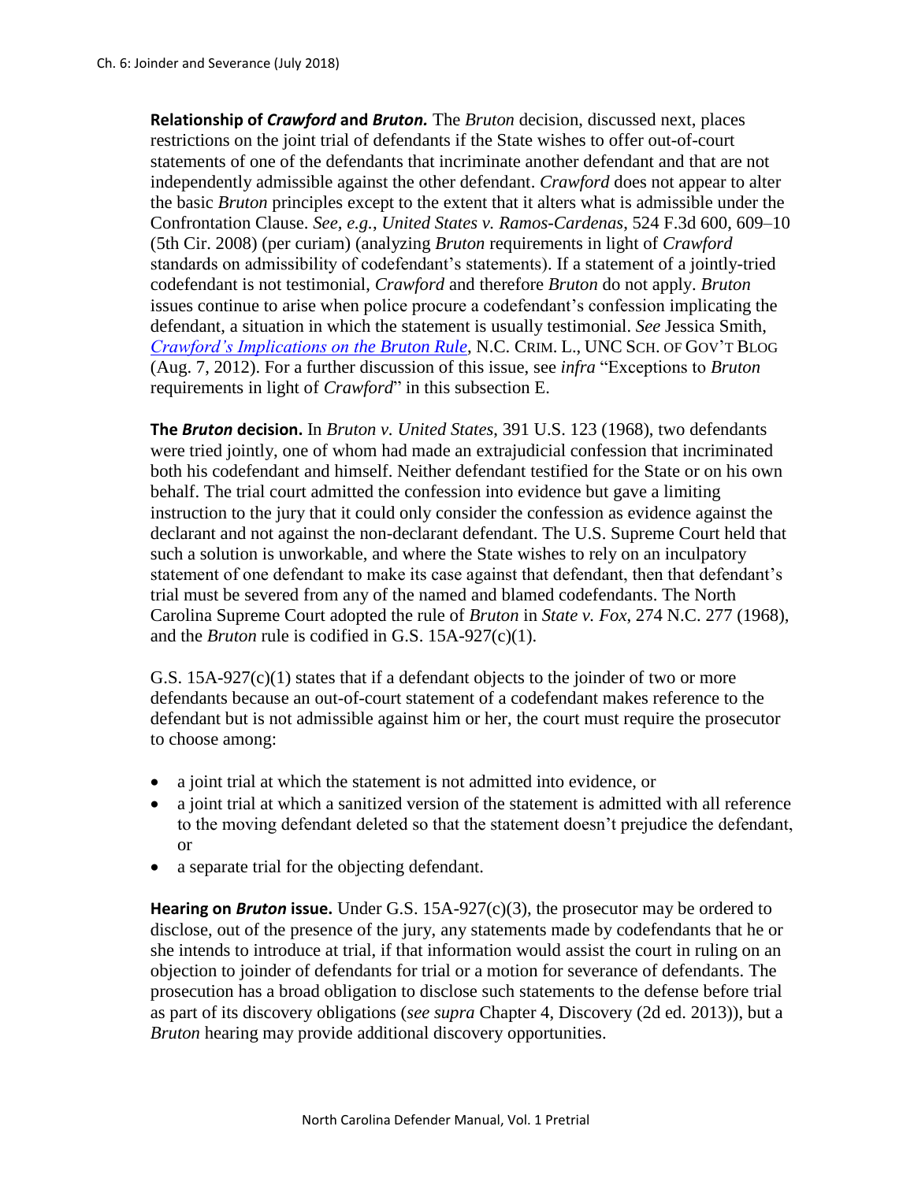**Relationship of *Crawford* and *Bruton.*** The *Bruton* decision, discussed next, places restrictions on the joint trial of defendants if the State wishes to offer out-of-court statements of one of the defendants that incriminate another defendant and that are not independently admissible against the other defendant. *Crawford* does not appear to alter the basic *Bruton* principles except to the extent that it alters what is admissible under the Confrontation Clause. *See, e.g.*, *United States v. Ramos-Cardenas*, 524 F.3d 600, 609–10 (5th Cir. 2008) (per curiam) (analyzing *Bruton* requirements in light of *Crawford* standards on admissibility of codefendant's statements). If a statement of a jointly-tried codefendant is not testimonial, *Crawford* and therefore *Bruton* do not apply. *Bruton* issues continue to arise when police procure a codefendant's confession implicating the defendant, a situation in which the statement is usually testimonial. *See* Jessica Smith, *Crawford's Implications on the Bruton Rule*, N.C. CRIM. L., UNC SCH. OF GOV'T BLOG (Aug. 7, 2012). For a further discussion of this issue, see *infra* "Exceptions to *Bruton* requirements in light of *Crawford*" in this subsection E.

**The *Bruton* decision.** In *Bruton v. United States*, 391 U.S. 123 (1968), two defendants were tried jointly, one of whom had made an extrajudicial confession that incriminated both his codefendant and himself. Neither defendant testified for the State or on his own behalf. The trial court admitted the confession into evidence but gave a limiting instruction to the jury that it could only consider the confession as evidence against the declarant and not against the non-declarant defendant. The U.S. Supreme Court held that such a solution is unworkable, and where the State wishes to rely on an inculpatory statement of one defendant to make its case against that defendant, then that defendant's trial must be severed from any of the named and blamed codefendants. The North Carolina Supreme Court adopted the rule of *Bruton* in *State v. Fox*, 274 N.C. 277 (1968), and the *Bruton* rule is codified in G.S. 15A-927(c)(1).

G.S. 15A-927(c)(1) states that if a defendant objects to the joinder of two or more defendants because an out-of-court statement of a codefendant makes reference to the defendant but is not admissible against him or her, the court must require the prosecutor to choose among:

- a joint trial at which the statement is not admitted into evidence, or
- a joint trial at which a sanitized version of the statement is admitted with all reference to the moving defendant deleted so that the statement doesn't prejudice the defendant, or
- a separate trial for the objecting defendant.

**Hearing on *Bruton* issue.** Under G.S. 15A-927(c)(3), the prosecutor may be ordered to disclose, out of the presence of the jury, any statements made by codefendants that he or she intends to introduce at trial, if that information would assist the court in ruling on an objection to joinder of defendants for trial or a motion for severance of defendants. The prosecution has a broad obligation to disclose such statements to the defense before trial as part of its discovery obligations (*see supra* Chapter 4, Discovery (2d ed. 2013)), but a *Bruton* hearing may provide additional discovery opportunities.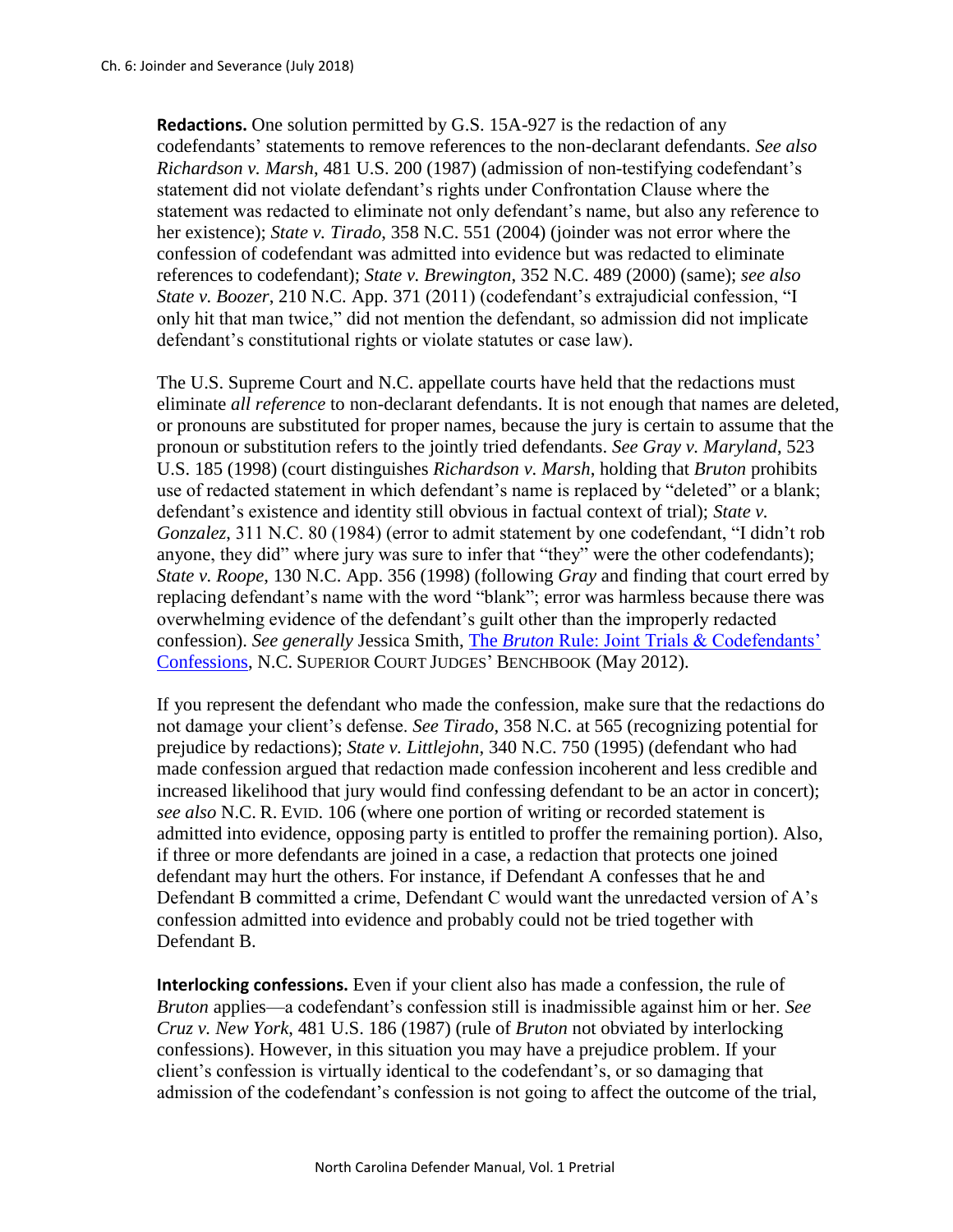**Redactions.** One solution permitted by G.S. 15A-927 is the redaction of any codefendants' statements to remove references to the non-declarant defendants. *See also Richardson v. Marsh*, 481 U.S. 200 (1987) (admission of non-testifying codefendant's statement did not violate defendant's rights under Confrontation Clause where the statement was redacted to eliminate not only defendant's name, but also any reference to her existence); *State v. Tirado*, 358 N.C. 551 (2004) (joinder was not error where the confession of codefendant was admitted into evidence but was redacted to eliminate references to codefendant); *State v. Brewington*, 352 N.C. 489 (2000) (same); *see also State v. Boozer*, 210 N.C. App. 371 (2011) (codefendant's extrajudicial confession, "I only hit that man twice," did not mention the defendant, so admission did not implicate defendant's constitutional rights or violate statutes or case law).

The U.S. Supreme Court and N.C. appellate courts have held that the redactions must eliminate *all reference* to non-declarant defendants. It is not enough that names are deleted, or pronouns are substituted for proper names, because the jury is certain to assume that the pronoun or substitution refers to the jointly tried defendants. *See Gray v. Maryland*, 523 U.S. 185 (1998) (court distinguishes *Richardson v. Marsh*, holding that *Bruton* prohibits use of redacted statement in which defendant's name is replaced by "deleted" or a blank; defendant's existence and identity still obvious in factual context of trial); *State v. Gonzalez*, 311 N.C. 80 (1984) (error to admit statement by one codefendant, "I didn't rob anyone, they did" where jury was sure to infer that "they" were the other codefendants); *State v. Roope*, 130 N.C. App. 356 (1998) (following *Gray* and finding that court erred by replacing defendant's name with the word "blank"; error was harmless because there was overwhelming evidence of the defendant's guilt other than the improperly redacted confession). *See generally* Jessica Smith, The *Bruton* Rule: Joint Trials & Codefendants' Confessions, N.C. SUPERIOR COURT JUDGES' BENCHBOOK (May 2012).

If you represent the defendant who made the confession, make sure that the redactions do not damage your client's defense. *See Tirado*, 358 N.C. at 565 (recognizing potential for prejudice by redactions); *State v. Littlejohn*, 340 N.C. 750 (1995) (defendant who had made confession argued that redaction made confession incoherent and less credible and increased likelihood that jury would find confessing defendant to be an actor in concert); *see also* N.C. R. EVID. 106 (where one portion of writing or recorded statement is admitted into evidence, opposing party is entitled to proffer the remaining portion). Also, if three or more defendants are joined in a case, a redaction that protects one joined defendant may hurt the others. For instance, if Defendant A confesses that he and Defendant B committed a crime, Defendant C would want the unredacted version of A's confession admitted into evidence and probably could not be tried together with Defendant B.

**Interlocking confessions.** Even if your client also has made a confession, the rule of *Bruton* applies—a codefendant's confession still is inadmissible against him or her. *See Cruz v. New York*, 481 U.S. 186 (1987) (rule of *Bruton* not obviated by interlocking confessions). However, in this situation you may have a prejudice problem. If your client's confession is virtually identical to the codefendant's, or so damaging that admission of the codefendant's confession is not going to affect the outcome of the trial,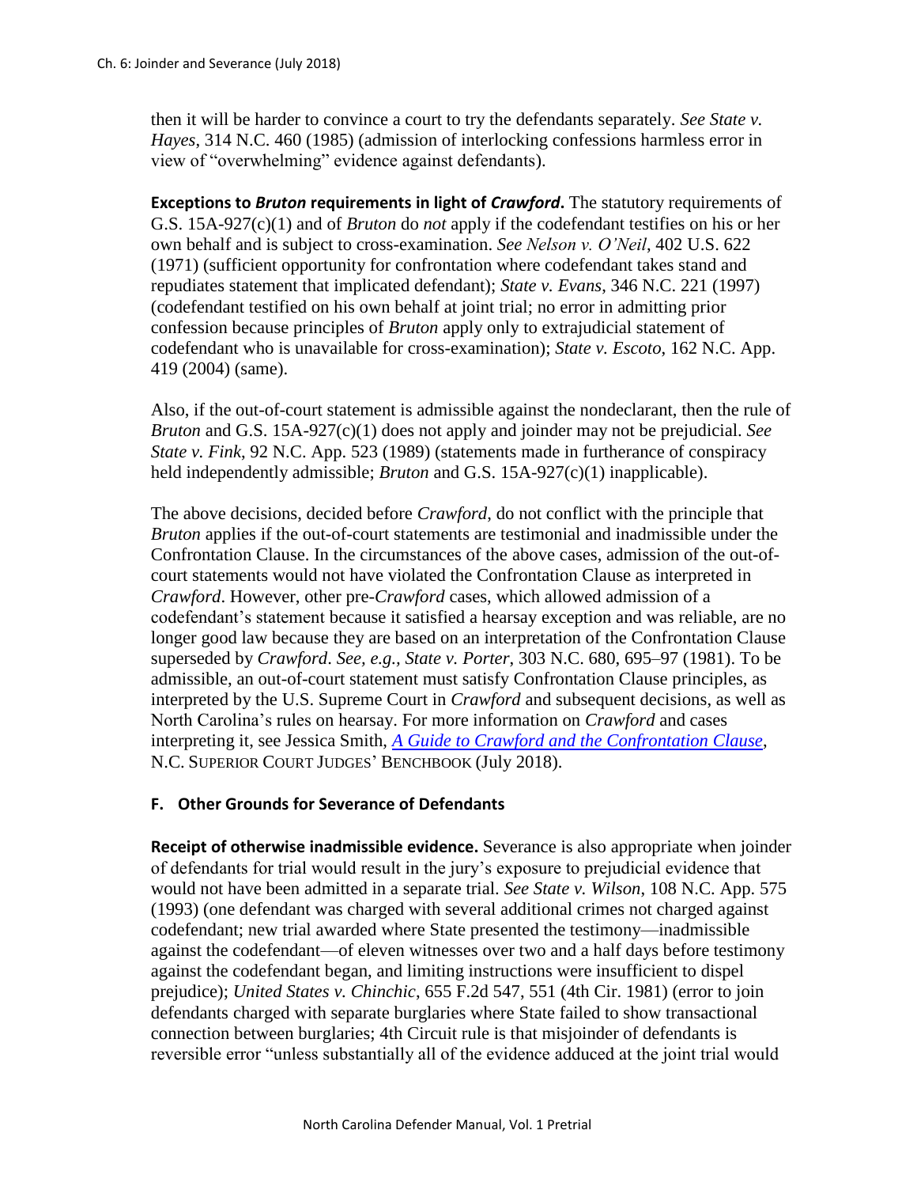then it will be harder to convince a court to try the defendants separately. *See State v. Hayes*, 314 N.C. 460 (1985) (admission of interlocking confessions harmless error in view of "overwhelming" evidence against defendants).

**Exceptions to *Bruton* requirements in light of *Crawford*.** The statutory requirements of G.S. 15A-927(c)(1) and of *Bruton* do *not* apply if the codefendant testifies on his or her own behalf and is subject to cross-examination. *See Nelson v. O'Neil*, 402 U.S. 622 (1971) (sufficient opportunity for confrontation where codefendant takes stand and repudiates statement that implicated defendant); *State v. Evans*, 346 N.C. 221 (1997) (codefendant testified on his own behalf at joint trial; no error in admitting prior confession because principles of *Bruton* apply only to extrajudicial statement of codefendant who is unavailable for cross-examination); *State v. Escoto*, 162 N.C. App. 419 (2004) (same).

Also, if the out-of-court statement is admissible against the nondeclarant, then the rule of *Bruton* and G.S. 15A-927(c)(1) does not apply and joinder may not be prejudicial. *See State v. Fink*, 92 N.C. App. 523 (1989) (statements made in furtherance of conspiracy held independently admissible; *Bruton* and G.S. 15A-927(c)(1) inapplicable).

The above decisions, decided before *Crawford*, do not conflict with the principle that *Bruton* applies if the out-of-court statements are testimonial and inadmissible under the Confrontation Clause. In the circumstances of the above cases, admission of the out-of-court statements would not have violated the Confrontation Clause as interpreted in *Crawford*. However, other pre-*Crawford* cases, which allowed admission of a codefendant's statement because it satisfied a hearsay exception and was reliable, are no longer good law because they are based on an interpretation of the Confrontation Clause superseded by *Crawford*. *See, e.g., State v. Porter*, 303 N.C. 680, 695–97 (1981). To be admissible, an out-of-court statement must satisfy Confrontation Clause principles, as interpreted by the U.S. Supreme Court in *Crawford* and subsequent decisions, as well as North Carolina's rules on hearsay. For more information on *Crawford* and cases interpreting it, see Jessica Smith, *A Guide to Crawford and the Confrontation Clause*, N.C. SUPERIOR COURT JUDGES' BENCHBOOK (July 2018).

### F. Other Grounds for Severance of Defendants

**Receipt of otherwise inadmissible evidence.** Severance is also appropriate when joinder of defendants for trial would result in the jury's exposure to prejudicial evidence that would not have been admitted in a separate trial. *See State v. Wilson*, 108 N.C. App. 575 (1993) (one defendant was charged with several additional crimes not charged against codefendant; new trial awarded where State presented the testimony—inadmissible against the codefendant—of eleven witnesses over two and a half days before testimony against the codefendant began, and limiting instructions were insufficient to dispel prejudice); *United States v. Chinchic*, 655 F.2d 547, 551 (4th Cir. 1981) (error to join defendants charged with separate burglaries where State failed to show transactional connection between burglaries; 4th Circuit rule is that misjoinder of defendants is reversible error "unless substantially all of the evidence adduced at the joint trial would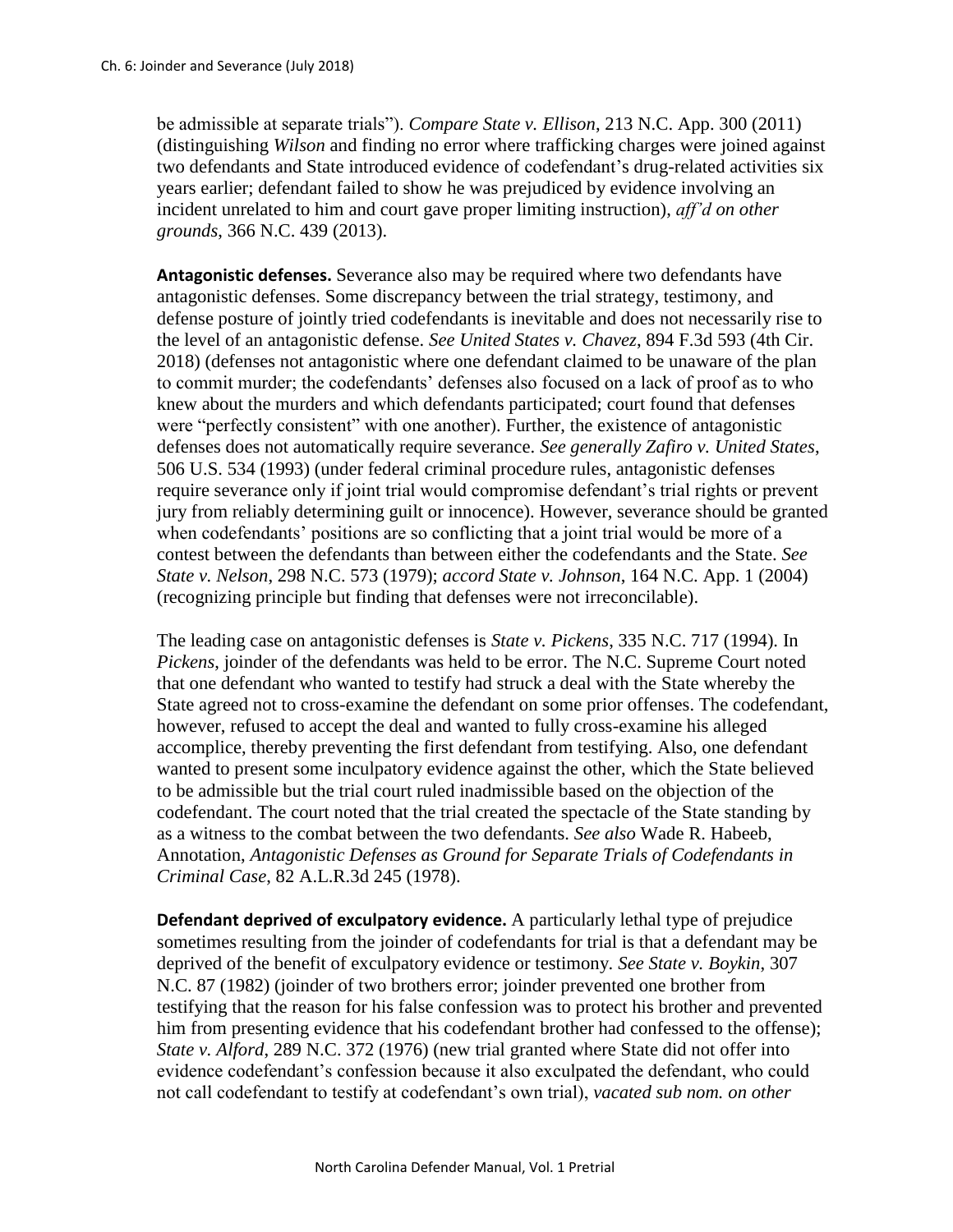be admissible at separate trials"). *Compare State v. Ellison*, 213 N.C. App. 300 (2011) (distinguishing *Wilson* and finding no error where trafficking charges were joined against two defendants and State introduced evidence of codefendant's drug-related activities six years earlier; defendant failed to show he was prejudiced by evidence involving an incident unrelated to him and court gave proper limiting instruction), *aff'd on other grounds*, 366 N.C. 439 (2013).

**Antagonistic defenses.** Severance also may be required where two defendants have antagonistic defenses. Some discrepancy between the trial strategy, testimony, and defense posture of jointly tried codefendants is inevitable and does not necessarily rise to the level of an antagonistic defense. *See United States v. Chavez*, 894 F.3d 593 (4th Cir. 2018) (defenses not antagonistic where one defendant claimed to be unaware of the plan to commit murder; the codefendants' defenses also focused on a lack of proof as to who knew about the murders and which defendants participated; court found that defenses were "perfectly consistent" with one another). Further, the existence of antagonistic defenses does not automatically require severance. *See generally Zafiro v. United States*, 506 U.S. 534 (1993) (under federal criminal procedure rules, antagonistic defenses require severance only if joint trial would compromise defendant's trial rights or prevent jury from reliably determining guilt or innocence). However, severance should be granted when codefendants' positions are so conflicting that a joint trial would be more of a contest between the defendants than between either the codefendants and the State. *See State v. Nelson*, 298 N.C. 573 (1979); *accord State v. Johnson*, 164 N.C. App. 1 (2004) (recognizing principle but finding that defenses were not irreconcilable).

The leading case on antagonistic defenses is *State v. Pickens*, 335 N.C. 717 (1994). In *Pickens*, joinder of the defendants was held to be error. The N.C. Supreme Court noted that one defendant who wanted to testify had struck a deal with the State whereby the State agreed not to cross-examine the defendant on some prior offenses. The codefendant, however, refused to accept the deal and wanted to fully cross-examine his alleged accomplice, thereby preventing the first defendant from testifying. Also, one defendant wanted to present some inculpatory evidence against the other, which the State believed to be admissible but the trial court ruled inadmissible based on the objection of the codefendant. The court noted that the trial created the spectacle of the State standing by as a witness to the combat between the two defendants. *See also* Wade R. Habeeb, Annotation, *Antagonistic Defenses as Ground for Separate Trials of Codefendants in Criminal Case*, 82 A.L.R.3d 245 (1978).

**Defendant deprived of exculpatory evidence.** A particularly lethal type of prejudice sometimes resulting from the joinder of codefendants for trial is that a defendant may be deprived of the benefit of exculpatory evidence or testimony. *See State v. Boykin*, 307 N.C. 87 (1982) (joinder of two brothers error; joinder prevented one brother from testifying that the reason for his false confession was to protect his brother and prevented him from presenting evidence that his codefendant brother had confessed to the offense); *State v. Alford*, 289 N.C. 372 (1976) (new trial granted where State did not offer into evidence codefendant's confession because it also exculpated the defendant, who could not call codefendant to testify at codefendant's own trial), *vacated sub nom. on other*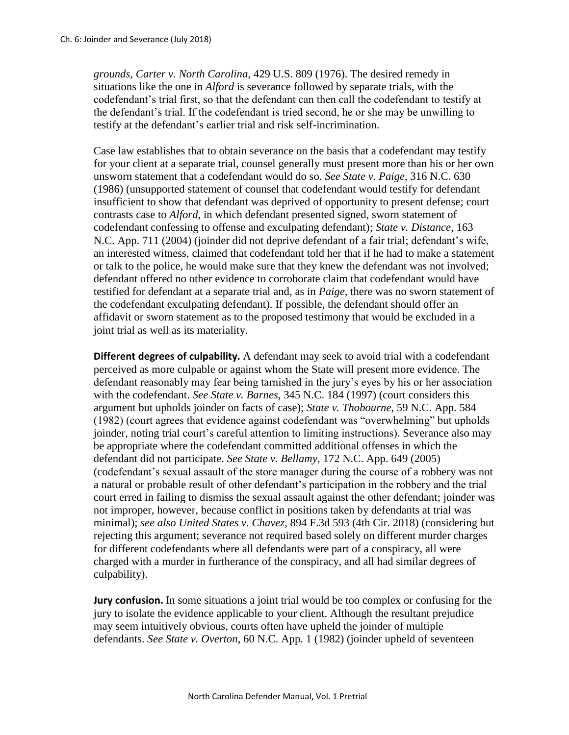*grounds*, *Carter v. North Carolina*, 429 U.S. 809 (1976). The desired remedy in situations like the one in *Alford* is severance followed by separate trials, with the codefendant's trial first, so that the defendant can then call the codefendant to testify at the defendant's trial. If the codefendant is tried second, he or she may be unwilling to testify at the defendant's earlier trial and risk self-incrimination.

Case law establishes that to obtain severance on the basis that a codefendant may testify for your client at a separate trial, counsel generally must present more than his or her own unsworn statement that a codefendant would do so. *See State v. Paige*, 316 N.C. 630 (1986) (unsupported statement of counsel that codefendant would testify for defendant insufficient to show that defendant was deprived of opportunity to present defense; court contrasts case to *Alford*, in which defendant presented signed, sworn statement of codefendant confessing to offense and exculpating defendant); *State v. Distance*, 163 N.C. App. 711 (2004) (joinder did not deprive defendant of a fair trial; defendant's wife, an interested witness, claimed that codefendant told her that if he had to make a statement or talk to the police, he would make sure that they knew the defendant was not involved; defendant offered no other evidence to corroborate claim that codefendant would have testified for defendant at a separate trial and, as in *Paige*, there was no sworn statement of the codefendant exculpating defendant). If possible, the defendant should offer an affidavit or sworn statement as to the proposed testimony that would be excluded in a joint trial as well as its materiality.

**Different degrees of culpability.** A defendant may seek to avoid trial with a codefendant perceived as more culpable or against whom the State will present more evidence. The defendant reasonably may fear being tarnished in the jury's eyes by his or her association with the codefendant. *See State v. Barnes*, 345 N.C. 184 (1997) (court considers this argument but upholds joinder on facts of case); *State v. Thobourne*, 59 N.C. App. 584 (1982) (court agrees that evidence against codefendant was "overwhelming" but upholds joinder, noting trial court's careful attention to limiting instructions). Severance also may be appropriate where the codefendant committed additional offenses in which the defendant did not participate. *See State v. Bellamy*, 172 N.C. App. 649 (2005) (codefendant's sexual assault of the store manager during the course of a robbery was not a natural or probable result of other defendant's participation in the robbery and the trial court erred in failing to dismiss the sexual assault against the other defendant; joinder was not improper, however, because conflict in positions taken by defendants at trial was minimal); *see also United States v. Chavez*, 894 F.3d 593 (4th Cir. 2018) (considering but rejecting this argument; severance not required based solely on different murder charges for different codefendants where all defendants were part of a conspiracy, all were charged with a murder in furtherance of the conspiracy, and all had similar degrees of culpability).

**Jury confusion.** In some situations a joint trial would be too complex or confusing for the jury to isolate the evidence applicable to your client. Although the resultant prejudice may seem intuitively obvious, courts often have upheld the joinder of multiple defendants. *See State v. Overton*, 60 N.C. App. 1 (1982) (joinder upheld of seventeen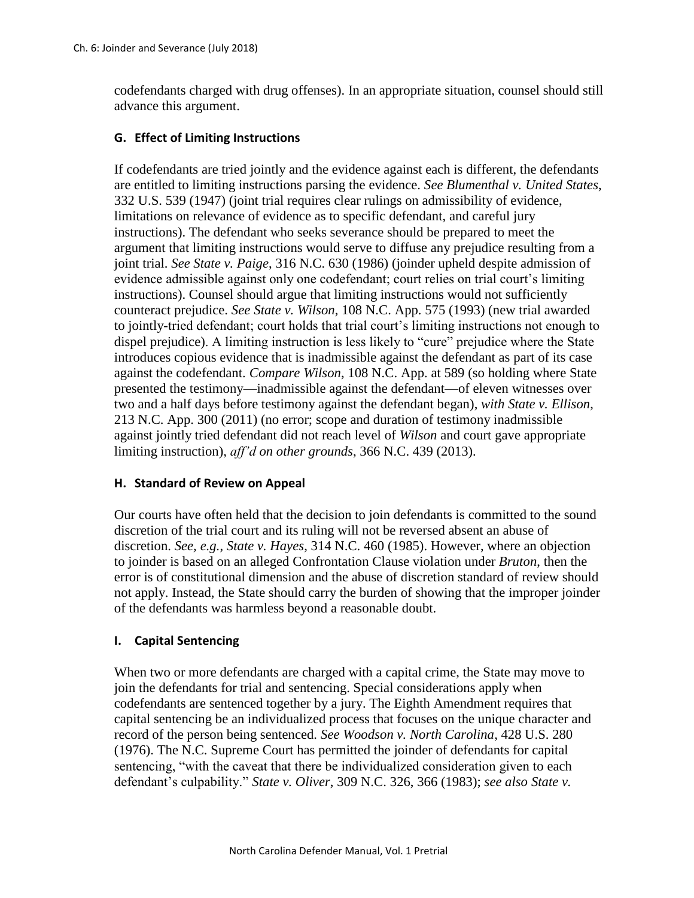codefendants charged with drug offenses). In an appropriate situation, counsel should still advance this argument.

### G. Effect of Limiting Instructions

If codefendants are tried jointly and the evidence against each is different, the defendants are entitled to limiting instructions parsing the evidence. *See Blumenthal v. United States*, 332 U.S. 539 (1947) (joint trial requires clear rulings on admissibility of evidence, limitations on relevance of evidence as to specific defendant, and careful jury instructions). The defendant who seeks severance should be prepared to meet the argument that limiting instructions would serve to diffuse any prejudice resulting from a joint trial. *See State v. Paige*, 316 N.C. 630 (1986) (joinder upheld despite admission of evidence admissible against only one codefendant; court relies on trial court's limiting instructions). Counsel should argue that limiting instructions would not sufficiently counteract prejudice. *See State v. Wilson*, 108 N.C. App. 575 (1993) (new trial awarded to jointly-tried defendant; court holds that trial court's limiting instructions not enough to dispel prejudice). A limiting instruction is less likely to "cure" prejudice where the State introduces copious evidence that is inadmissible against the defendant as part of its case against the codefendant. *Compare Wilson*, 108 N.C. App. at 589 (so holding where State presented the testimony—inadmissible against the defendant—of eleven witnesses over two and a half days before testimony against the defendant began), *with State v. Ellison*, 213 N.C. App. 300 (2011) (no error; scope and duration of testimony inadmissible against jointly tried defendant did not reach level of *Wilson* and court gave appropriate limiting instruction), *aff'd on other grounds*, 366 N.C. 439 (2013).

### H. Standard of Review on Appeal

Our courts have often held that the decision to join defendants is committed to the sound discretion of the trial court and its ruling will not be reversed absent an abuse of discretion. *See, e.g.*, *State v. Hayes*, 314 N.C. 460 (1985). However, where an objection to joinder is based on an alleged Confrontation Clause violation under *Bruton*, then the error is of constitutional dimension and the abuse of discretion standard of review should not apply. Instead, the State should carry the burden of showing that the improper joinder of the defendants was harmless beyond a reasonable doubt.

### I. Capital Sentencing

When two or more defendants are charged with a capital crime, the State may move to join the defendants for trial and sentencing. Special considerations apply when codefendants are sentenced together by a jury. The Eighth Amendment requires that capital sentencing be an individualized process that focuses on the unique character and record of the person being sentenced. *See Woodson v. North Carolina*, 428 U.S. 280 (1976). The N.C. Supreme Court has permitted the joinder of defendants for capital sentencing, "with the caveat that there be individualized consideration given to each defendant's culpability." *State v. Oliver*, 309 N.C. 326, 366 (1983); *see also State v.*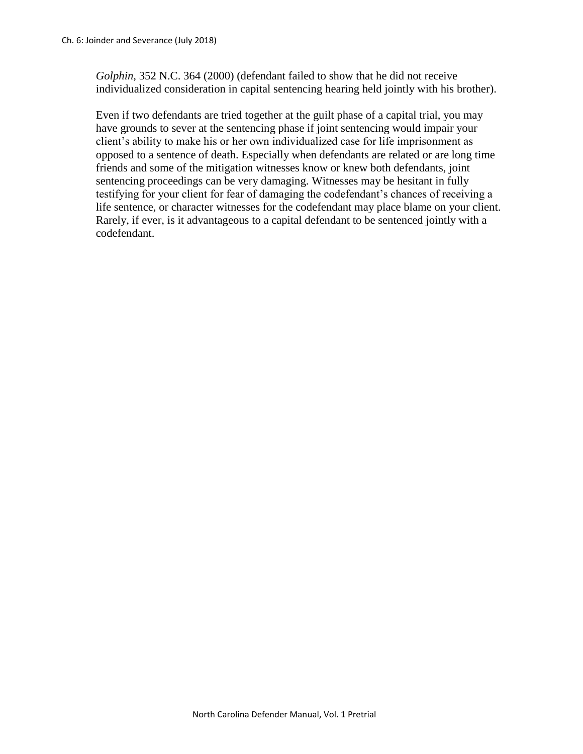*Golphin*, 352 N.C. 364 (2000) (defendant failed to show that he did not receive individualized consideration in capital sentencing hearing held jointly with his brother).

Even if two defendants are tried together at the guilt phase of a capital trial, you may have grounds to sever at the sentencing phase if joint sentencing would impair your client's ability to make his or her own individualized case for life imprisonment as opposed to a sentence of death. Especially when defendants are related or are long time friends and some of the mitigation witnesses know or knew both defendants, joint sentencing proceedings can be very damaging. Witnesses may be hesitant in fully testifying for your client for fear of damaging the codefendant's chances of receiving a life sentence, or character witnesses for the codefendant may place blame on your client. Rarely, if ever, is it advantageous to a capital defendant to be sentenced jointly with a codefendant.